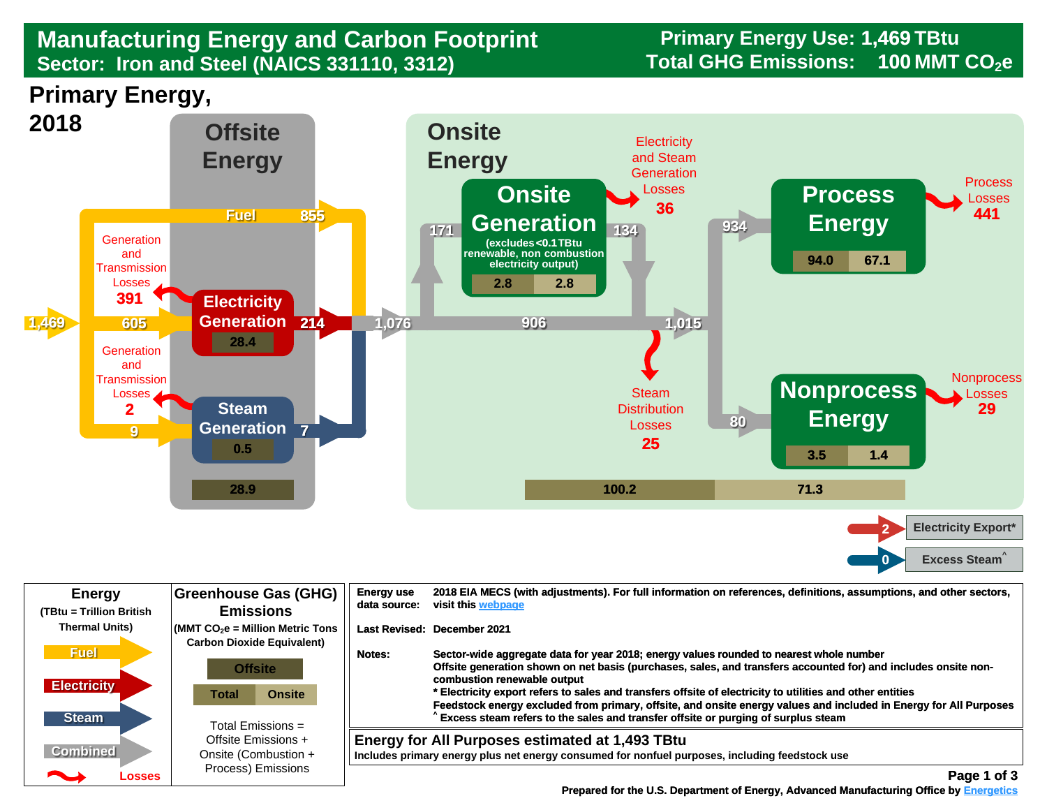# Manufacturing Energy and Carbon Footprint

## Sector: Iron and Steel (NAICS 331110, 3312)

**Primary Energy Use: 1,469 TBtu**

**Total GHG Emissions: 100 MMT $CO_2e$**

## Primary Energy, 2018

### Offsite Energy

- Primary energy input: 1,469
- Fuel: 855
- 605 to Electricity Generation
- Electricity Generation: 214 (emissions 28.4)
- Generation and Transmission Losses: 391
- 9 to Steam Generation
- Steam Generation: 7 (emissions 0.5)
- Generation and Transmission Losses: 2
- Offsite emissions total: 28.9

### Onsite Energy

- 1,076 delivered onsite
- 171 to Onsite Generation
- 906 continues
- **Onsite Generation** (excludes <0.1 TBtu renewable, non combustion electricity output): 134 output; emissions 2.8 (Total), 2.8 (Onsite)
- Electricity and Steam Generation Losses: 36
- Steam Distribution Losses: 25
- 1,015 to end uses
- 934 to **Process Energy**: emissions 94.0 (Total), 67.1 (Onsite)
- Process Losses: 441
- 80 to **Nonprocess Energy**: emissions 3.5 (Total), 1.4 (Onsite)
- Nonprocess Losses: 29
- Emissions totals: 100.2 (Total), 71.3 (Onsite)

- Electricity Export*: 2
- Excess Steam^: 0

### Legend

**Energy** (TBtu = Trillion British Thermal Units)

- Fuel
- Electricity
- Steam
- Combined
- Losses

**Greenhouse Gas (GHG) Emissions** (MMT $CO_2e$ = Million Metric Tons Carbon Dioxide Equivalent)

- Offsite
- Total | Onsite

Total Emissions = Offsite Emissions + Onsite (Combustion + Process) Emissions

| | |
|---|---|
| Energy use data source: | 2018 EIA MECS (with adjustments). For full information on references, definitions, assumptions, and other sectors, visit this webpage |
| Last Revised: | December 2021 |
| Notes: | Sector-wide aggregate data for year 2018; energy values rounded to nearest whole number<br>Offsite generation shown on net basis (purchases, sales, and transfers accounted for) and includes onsite non-combustion renewable output<br>* Electricity export refers to sales and transfers offsite of electricity to utilities and other entities<br>Feedstock energy excluded from primary, offsite, and onsite energy values and included in Energy for All Purposes<br>^ Excess steam refers to the sales and transfer offsite or purging of surplus steam |

**Energy for All Purposes estimated at 1,493 TBtu**

Includes primary energy plus net energy consumed for nonfuel purposes, including feedstock use

Prepared for the U.S. Department of Energy, Advanced Manufacturing Office by Energetics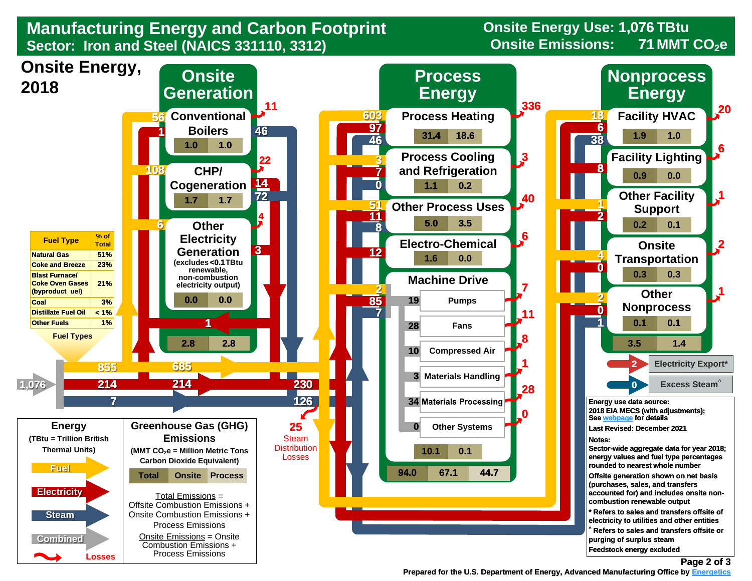# Manufacturing Energy and Carbon Footprint

## Sector: Iron and Steel (NAICS 331110, 3312)

**Onsite Energy Use: 1,076 TBtu**
**Onsite Emissions: 71 MMT $CO_2e$**

## Onsite Energy, 2018

| Fuel Type | % of Total |
|---|---|
| Natural Gas | 51% |
| Coke and Breeze | 23% |
| Blast Furnace/ Coke Oven Gases (byproduct fuel) | 21% |
| Coal | 3% |
| Distillate Fuel Oil | < 1% |
| Other Fuels | 1% |

Fuel Types

Total onsite energy input: 1,076 — Fuel 855, Electricity 214, Steam 7.

### Onsite Generation

| Unit | Fuel | Electricity | Steam | Losses | Electricity out | Steam out | GHG Total | GHG Onsite |
|---|---|---|---|---|---|---|---|---|
| Conventional Boilers | 56 | 1 | | 11 | | 46 | 1.0 | 1.0 |
| CHP/ Cogeneration | 108 | | | 22 | 14 | 72 | 1.7 | 1.7 |
| Other Electricity Generation (excludes <0.1 TBtu renewable, non-combustion electricity output) | 6 | | | 4 | 3 | | 0.0 | 0.0 |

Onsite Generation totals: 2.8 | 2.8

Electricity from onsite generation returned: 1

Flows to end uses: Fuel 685; Electricity 214 → 230; Steam 7 → 126

25 Steam Distribution Losses

### Process Energy

| End Use | Fuel | Electricity | Steam | Losses | GHG Total | GHG Onsite |
|---|---|---|---|---|---|---|
| Process Heating | 603 | 97 | 46 | 336 | 31.4 | 18.6 |
| Process Cooling and Refrigeration | 3 | 7 | 0 | 3 | 1.1 | 0.2 |
| Other Process Uses | 51 | 11 | 8 | 40 | 5.0 | 3.5 |
| Electro-Chemical | | 12 | | 6 | 1.6 | 0.0 |
| Machine Drive | 2 | 85 | 7 | | 10.1 | 0.1 |

Machine Drive breakdown:

| System | Combined | Losses |
|---|---|---|
| Pumps | 19 | 7 |
| Fans | 28 | 11 |
| Compressed Air | 10 | 8 |
| Materials Handling | 3 | 1 |
| Materials Processing | 34 | 28 |
| Other Systems | 0 | 0 |

Process Energy GHG: Total 94.0 | Onsite 67.1 | Process 44.7

### Nonprocess Energy

| End Use | Fuel | Electricity | Steam | Losses | GHG Total | GHG Onsite |
|---|---|---|---|---|---|---|
| Facility HVAC | 18 | 6 | 38 | 20 | 1.9 | 1.0 |
| Facility Lighting | | 8 | | 6 | 0.9 | 0.0 |
| Other Facility Support | 1 | 2 | | 1 | 0.2 | 0.1 |
| Onsite Transportation | 4 | 0 | | 2 | 0.3 | 0.3 |
| Other Nonprocess | 2 | 0 | 1 | 1 | 0.1 | 0.1 |

Nonprocess Energy totals: 3.5 | 1.4

2 Electricity Export*

0 Excess Steam^

### Energy

(TBtu = Trillion British Thermal Units)

- Fuel
- Electricity
- Steam
- Combined
- Losses

### Greenhouse Gas (GHG) Emissions

(MMT $CO_2e$ = Million Metric Tons Carbon Dioxide Equivalent)

| Total | Onsite | Process |
|---|---|---|

Total Emissions = Offsite Combustion Emissions + Onsite Combustion Emissions + Process Emissions

Onsite Emissions = Onsite Combustion Emissions + Process Emissions

**Energy use data source:** 2018 EIA MECS (with adjustments); See webpage for details

**Last Revised:** December 2021

**Notes:**

Sector-wide aggregate data for year 2018; energy values and fuel type percentages rounded to nearest whole number

Offsite generation shown on net basis (purchases, sales, and transfers accounted for) and includes onsite non-combustion renewable output

\* Refers to sales and transfers offsite of electricity to utilities and other entities

^ Refers to sales and transfers offsite or purging of surplus steam

Feedstock energy excluded

Prepared for the U.S. Department of Energy, Advanced Manufacturing Office by Energetics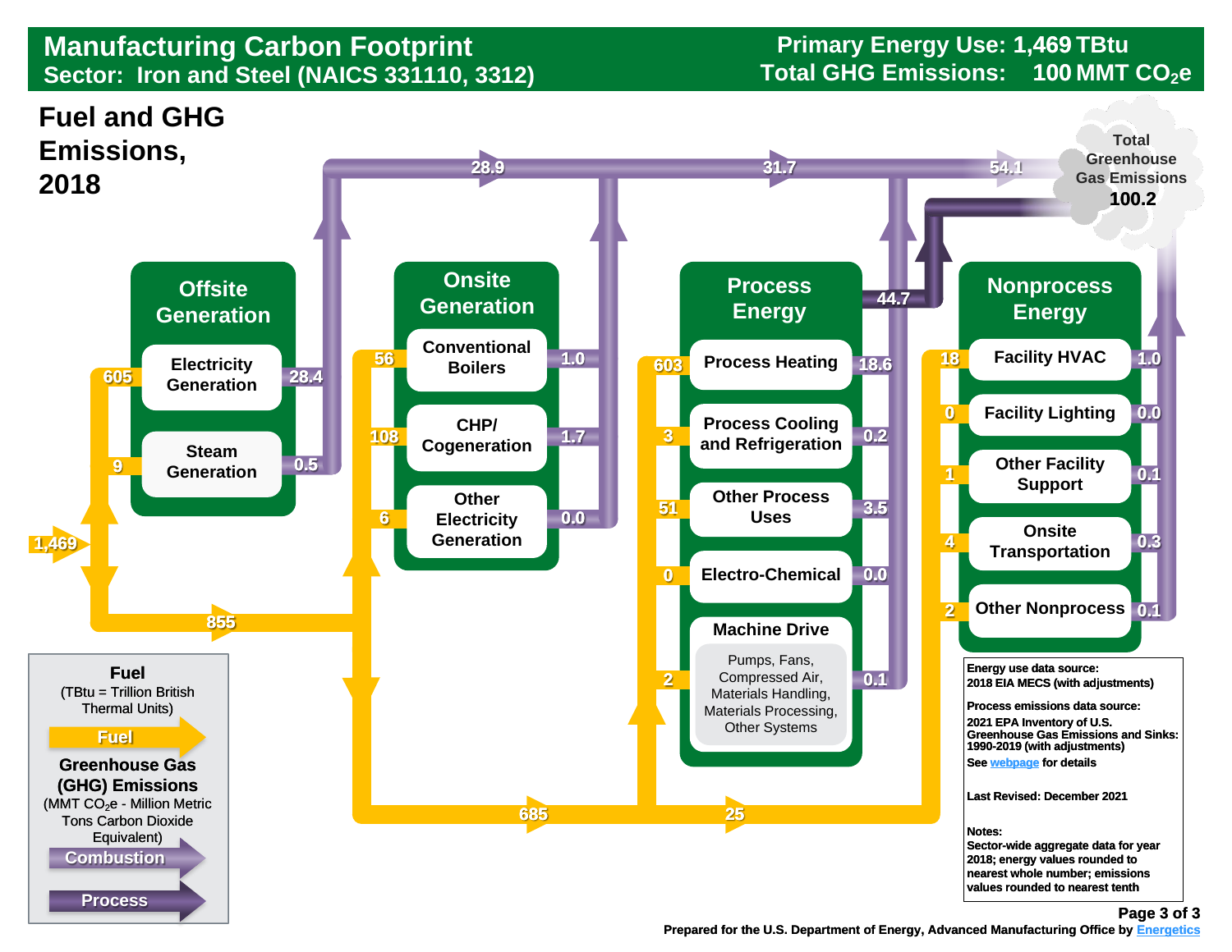# Manufacturing Carbon Footprint

**Sector: Iron and Steel (NAICS 331110, 3312)**

**Primary Energy Use: 1,469 TBtu**

**Total GHG Emissions: 100 MMT $CO_2e$**

## Fuel and GHG Emissions, 2018

1,469

605

9

855

28.4

0.5

28.9

31.7

54.1

Total Greenhouse Gas Emissions

100.2

**Offsite Generation**

Electricity Generation

Steam Generation

**Onsite Generation**

56 — Conventional Boilers — 1.0

108 — CHP/ Cogeneration — 1.7

6 — Other Electricity Generation — 0.0

685

25

**Process Energy**

44.7

603 — Process Heating — 18.6

3 — Process Cooling and Refrigeration — 0.2

51 — Other Process Uses — 3.5

0 — Electro-Chemical — 0.0

2 — Machine Drive — 0.1

Pumps, Fans, Compressed Air, Materials Handling, Materials Processing, Other Systems

**Nonprocess Energy**

18 — Facility HVAC — 1.0

0 — Facility Lighting — 0.0

1 — Other Facility Support — 0.1

4 — Onsite Transportation — 0.3

2 — Other Nonprocess — 0.1

**Fuel**
(TBtu = Trillion British Thermal Units)

Fuel

**Greenhouse Gas (GHG) Emissions**
(MMT $CO_2e$ - Million Metric Tons Carbon Dioxide Equivalent)

Combustion

Process

**Energy use data source:**
**2018 EIA MECS (with adjustments)**

**Process emissions data source:**
**2021 EPA Inventory of U.S. Greenhouse Gas Emissions and Sinks: 1990-2019 (with adjustments)**

**See webpage for details**

**Last Revised: December 2021**

**Notes:**
**Sector-wide aggregate data for year 2018; energy values rounded to nearest whole number; emissions values rounded to nearest tenth**

**Prepared for the U.S. Department of Energy, Advanced Manufacturing Office by Energetics**